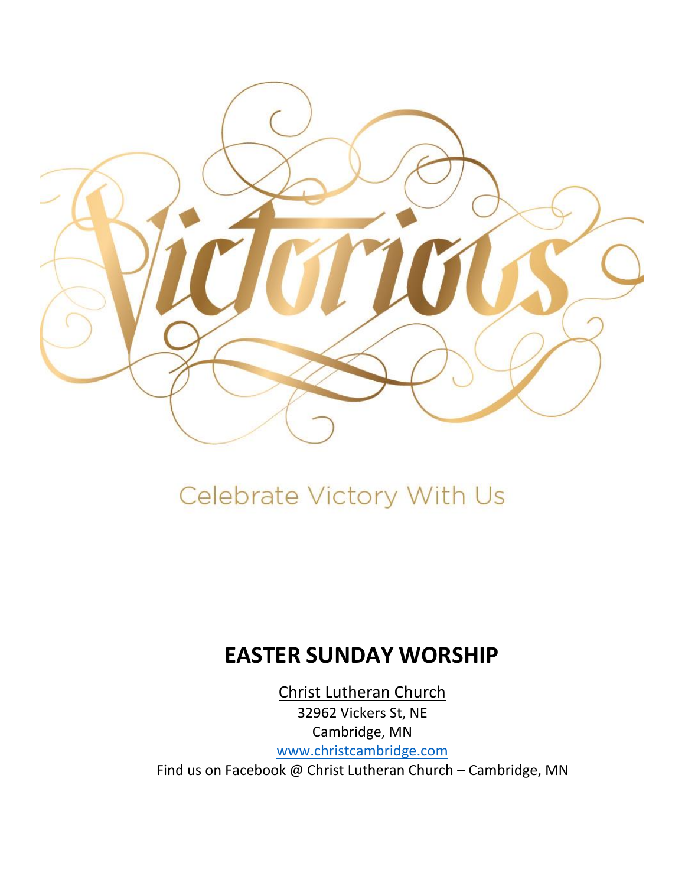Victorious

Celebrate Victory With Us

# EASTER SUNDAY WORSHIP

Christ Lutheran Church
32962 Vickers St, NE
Cambridge, MN
www.christcambridge.com
Find us on Facebook @ Christ Lutheran Church – Cambridge, MN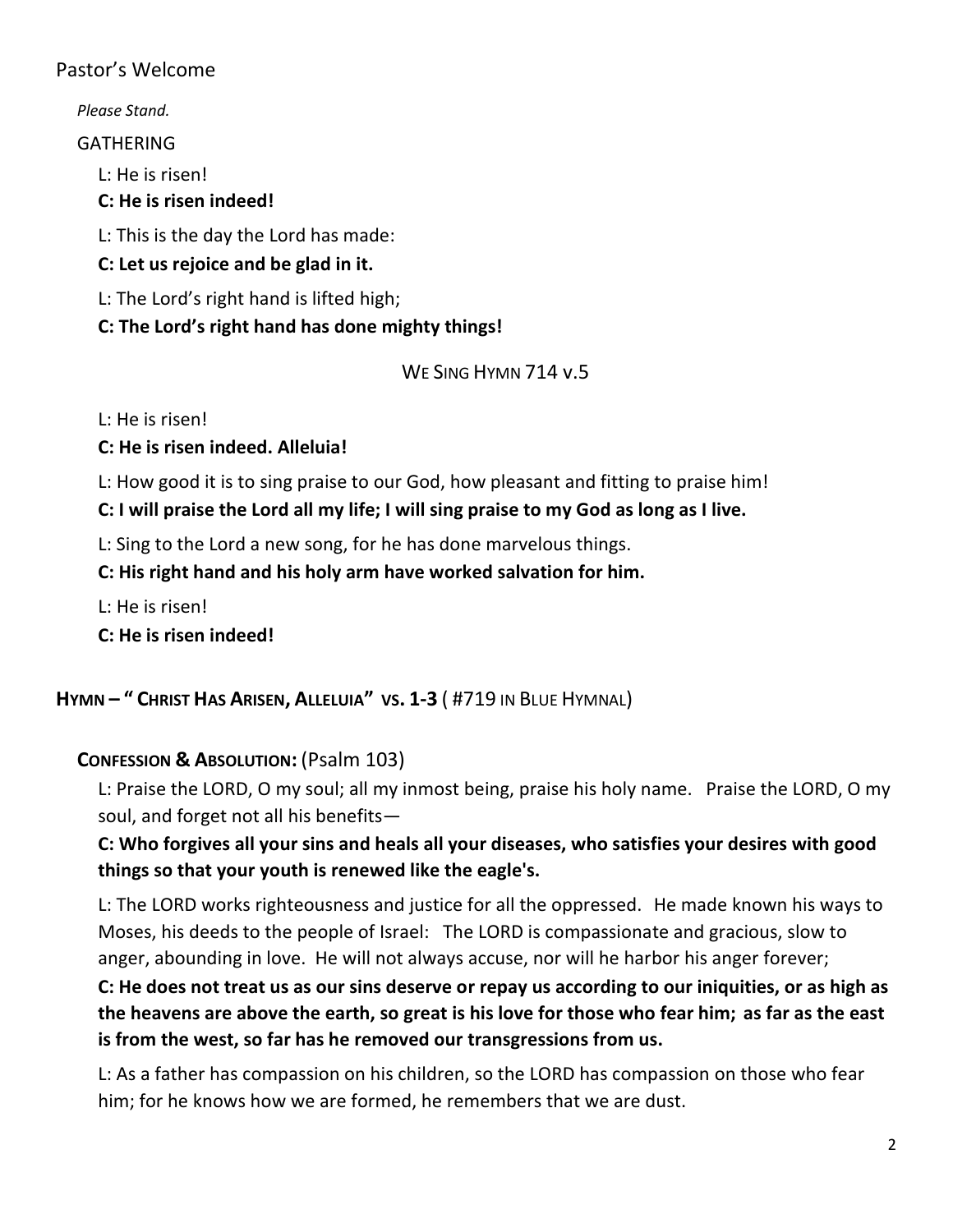## Pastor's Welcome

*Please Stand.*

GATHERING

L: He is risen!

**C: He is risen indeed!**

L: This is the day the Lord has made:

**C: Let us rejoice and be glad in it.**

L: The Lord's right hand is lifted high;

**C: The Lord's right hand has done mighty things!**

WE SING HYMN 714 v.5

L: He is risen!

**C: He is risen indeed. Alleluia!**

L: How good it is to sing praise to our God, how pleasant and fitting to praise him!

**C: I will praise the Lord all my life; I will sing praise to my God as long as I live.**

L: Sing to the Lord a new song, for he has done marvelous things.

**C: His right hand and his holy arm have worked salvation for him.**

L: He is risen!

**C: He is risen indeed!**

**HYMN – " CHRIST HAS ARISEN, ALLELUIA" VS. 1-3** ( #719 IN BLUE HYMNAL)

**CONFESSION & ABSOLUTION:** (Psalm 103)

L: Praise the LORD, O my soul; all my inmost being, praise his holy name. Praise the LORD, O my soul, and forget not all his benefits—

**C: Who forgives all your sins and heals all your diseases, who satisfies your desires with good things so that your youth is renewed like the eagle's.**

L: The LORD works righteousness and justice for all the oppressed. He made known his ways to Moses, his deeds to the people of Israel: The LORD is compassionate and gracious, slow to anger, abounding in love. He will not always accuse, nor will he harbor his anger forever;

**C: He does not treat us as our sins deserve or repay us according to our iniquities, or as high as the heavens are above the earth, so great is his love for those who fear him; as far as the east is from the west, so far has he removed our transgressions from us.**

L: As a father has compassion on his children, so the LORD has compassion on those who fear him; for he knows how we are formed, he remembers that we are dust.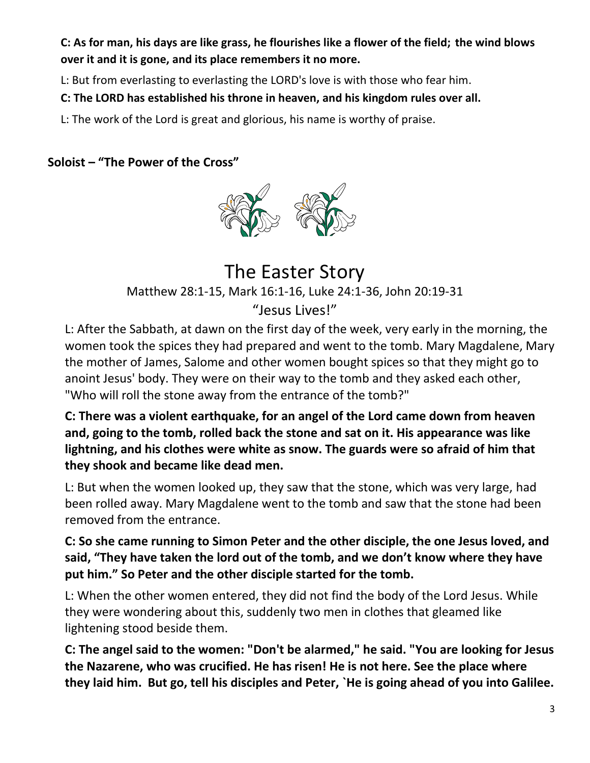**C: As for man, his days are like grass, he flourishes like a flower of the field; the wind blows over it and it is gone, and its place remembers it no more.**

L: But from everlasting to everlasting the LORD's love is with those who fear him.

**C: The LORD has established his throne in heaven, and his kingdom rules over all.**

L: The work of the Lord is great and glorious, his name is worthy of praise.

**Soloist – "The Power of the Cross"**

# The Easter Story

Matthew 28:1-15, Mark 16:1-16, Luke 24:1-36, John 20:19-31

"Jesus Lives!"

L: After the Sabbath, at dawn on the first day of the week, very early in the morning, the women took the spices they had prepared and went to the tomb. Mary Magdalene, Mary the mother of James, Salome and other women bought spices so that they might go to anoint Jesus' body. They were on their way to the tomb and they asked each other, "Who will roll the stone away from the entrance of the tomb?"

**C: There was a violent earthquake, for an angel of the Lord came down from heaven and, going to the tomb, rolled back the stone and sat on it. His appearance was like lightning, and his clothes were white as snow. The guards were so afraid of him that they shook and became like dead men.**

L: But when the women looked up, they saw that the stone, which was very large, had been rolled away. Mary Magdalene went to the tomb and saw that the stone had been removed from the entrance.

**C: So she came running to Simon Peter and the other disciple, the one Jesus loved, and said, "They have taken the lord out of the tomb, and we don't know where they have put him." So Peter and the other disciple started for the tomb.**

L: When the other women entered, they did not find the body of the Lord Jesus. While they were wondering about this, suddenly two men in clothes that gleamed like lightening stood beside them.

**C: The angel said to the women: "Don't be alarmed," he said. "You are looking for Jesus the Nazarene, who was crucified. He has risen! He is not here. See the place where they laid him. But go, tell his disciples and Peter, `He is going ahead of you into Galilee.**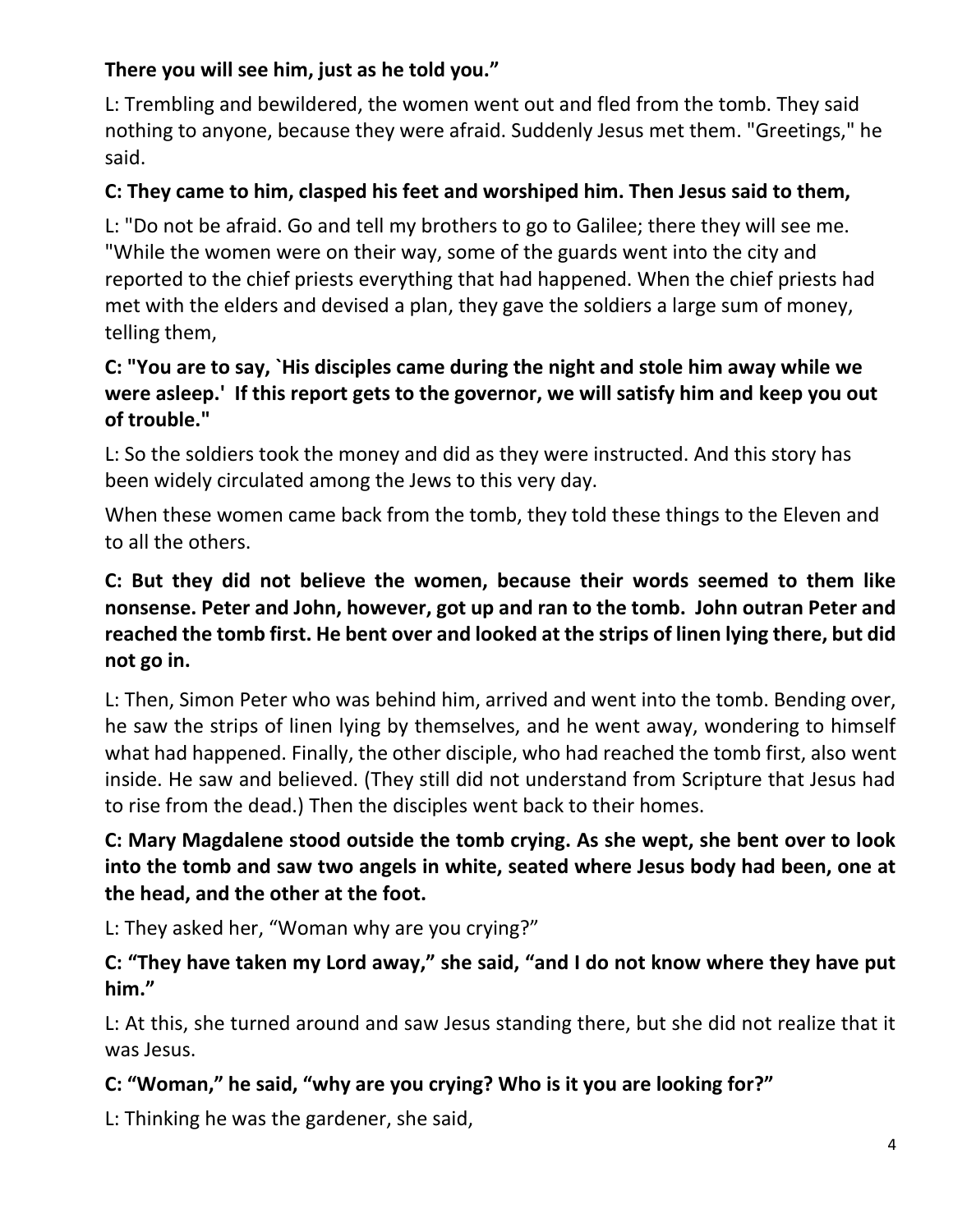**There you will see him, just as he told you."**

L: Trembling and bewildered, the women went out and fled from the tomb. They said nothing to anyone, because they were afraid. Suddenly Jesus met them. "Greetings," he said.

**C: They came to him, clasped his feet and worshiped him. Then Jesus said to them,**

L: "Do not be afraid. Go and tell my brothers to go to Galilee; there they will see me. "While the women were on their way, some of the guards went into the city and reported to the chief priests everything that had happened. When the chief priests had met with the elders and devised a plan, they gave the soldiers a large sum of money, telling them,

**C: "You are to say, `His disciples came during the night and stole him away while we were asleep.' If this report gets to the governor, we will satisfy him and keep you out of trouble."**

L: So the soldiers took the money and did as they were instructed. And this story has been widely circulated among the Jews to this very day.

When these women came back from the tomb, they told these things to the Eleven and to all the others.

**C: But they did not believe the women, because their words seemed to them like nonsense. Peter and John, however, got up and ran to the tomb. John outran Peter and reached the tomb first. He bent over and looked at the strips of linen lying there, but did not go in.**

L: Then, Simon Peter who was behind him, arrived and went into the tomb. Bending over, he saw the strips of linen lying by themselves, and he went away, wondering to himself what had happened. Finally, the other disciple, who had reached the tomb first, also went inside. He saw and believed. (They still did not understand from Scripture that Jesus had to rise from the dead.) Then the disciples went back to their homes.

**C: Mary Magdalene stood outside the tomb crying. As she wept, she bent over to look into the tomb and saw two angels in white, seated where Jesus body had been, one at the head, and the other at the foot.**

L: They asked her, "Woman why are you crying?"

**C: "They have taken my Lord away," she said, "and I do not know where they have put him."**

L: At this, she turned around and saw Jesus standing there, but she did not realize that it was Jesus.

**C: "Woman," he said, "why are you crying? Who is it you are looking for?"**

L: Thinking he was the gardener, she said,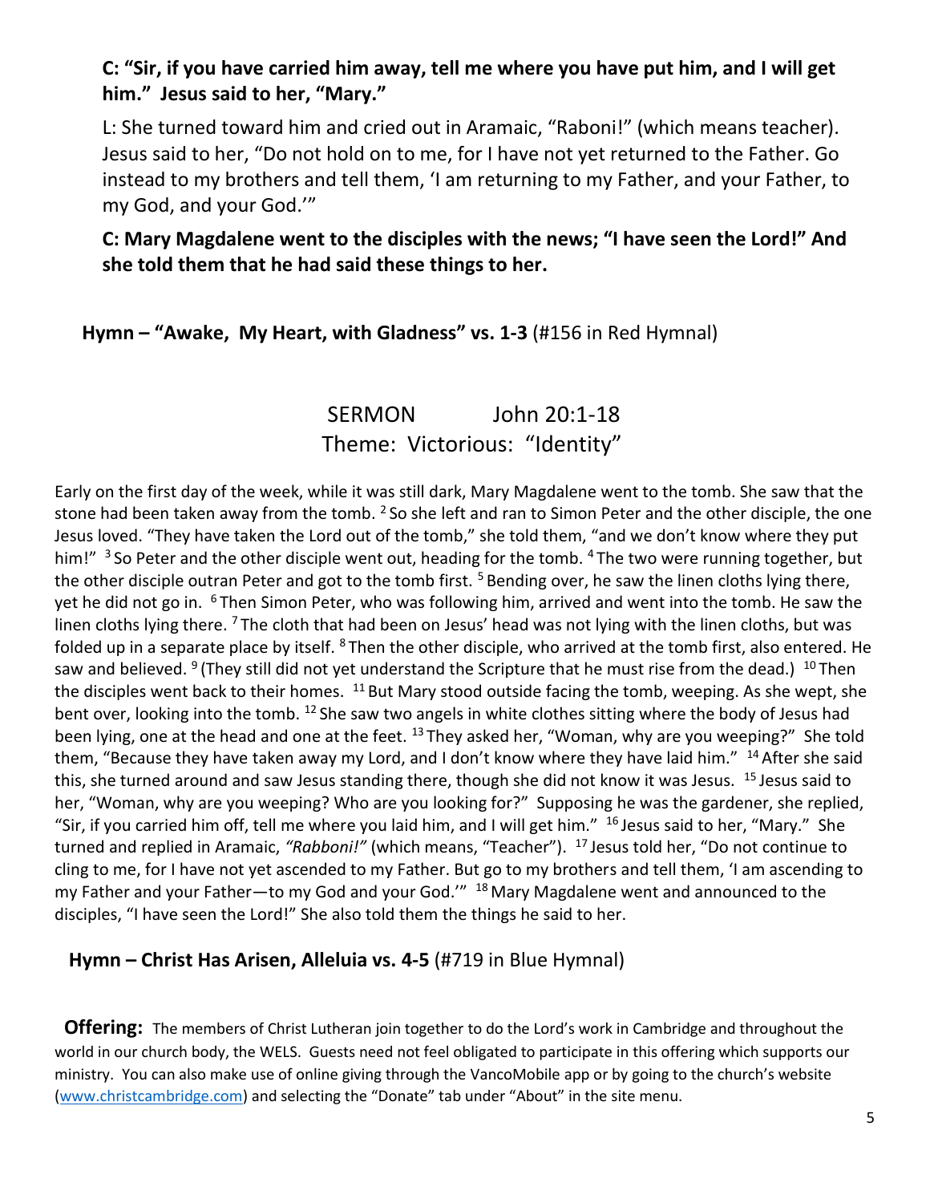**C: "Sir, if you have carried him away, tell me where you have put him, and I will get him." Jesus said to her, "Mary."**

L: She turned toward him and cried out in Aramaic, "Raboni!" (which means teacher). Jesus said to her, "Do not hold on to me, for I have not yet returned to the Father. Go instead to my brothers and tell them, 'I am returning to my Father, and your Father, to my God, and your God.'"

**C: Mary Magdalene went to the disciples with the news; "I have seen the Lord!" And she told them that he had said these things to her.**

**Hymn – "Awake, My Heart, with Gladness" vs. 1-3** (#156 in Red Hymnal)

SERMON John 20:1-18

Theme: Victorious: "Identity"

Early on the first day of the week, while it was still dark, Mary Magdalene went to the tomb. She saw that the stone had been taken away from the tomb. [2] So she left and ran to Simon Peter and the other disciple, the one Jesus loved. "They have taken the Lord out of the tomb," she told them, "and we don't know where they put him!" [3] So Peter and the other disciple went out, heading for the tomb. [4] The two were running together, but the other disciple outran Peter and got to the tomb first. [5] Bending over, he saw the linen cloths lying there, yet he did not go in. [6] Then Simon Peter, who was following him, arrived and went into the tomb. He saw the linen cloths lying there. [7] The cloth that had been on Jesus' head was not lying with the linen cloths, but was folded up in a separate place by itself. [8] Then the other disciple, who arrived at the tomb first, also entered. He saw and believed. [9] (They still did not yet understand the Scripture that he must rise from the dead.) [10] Then the disciples went back to their homes. [11] But Mary stood outside facing the tomb, weeping. As she wept, she bent over, looking into the tomb. [12] She saw two angels in white clothes sitting where the body of Jesus had been lying, one at the head and one at the feet. [13] They asked her, "Woman, why are you weeping?" She told them, "Because they have taken away my Lord, and I don't know where they have laid him." [14] After she said this, she turned around and saw Jesus standing there, though she did not know it was Jesus. [15] Jesus said to her, "Woman, why are you weeping? Who are you looking for?" Supposing he was the gardener, she replied, "Sir, if you carried him off, tell me where you laid him, and I will get him." [16] Jesus said to her, "Mary." She turned and replied in Aramaic, *"Rabboni!"* (which means, "Teacher"). [17] Jesus told her, "Do not continue to cling to me, for I have not yet ascended to my Father. But go to my brothers and tell them, 'I am ascending to my Father and your Father—to my God and your God.'" [18] Mary Magdalene went and announced to the disciples, "I have seen the Lord!" She also told them the things he said to her.

**Hymn – Christ Has Arisen, Alleluia vs. 4-5** (#719 in Blue Hymnal)

**Offering:** The members of Christ Lutheran join together to do the Lord's work in Cambridge and throughout the world in our church body, the WELS. Guests need not feel obligated to participate in this offering which supports our ministry. You can also make use of online giving through the VancoMobile app or by going to the church's website (www.christcambridge.com) and selecting the "Donate" tab under "About" in the site menu.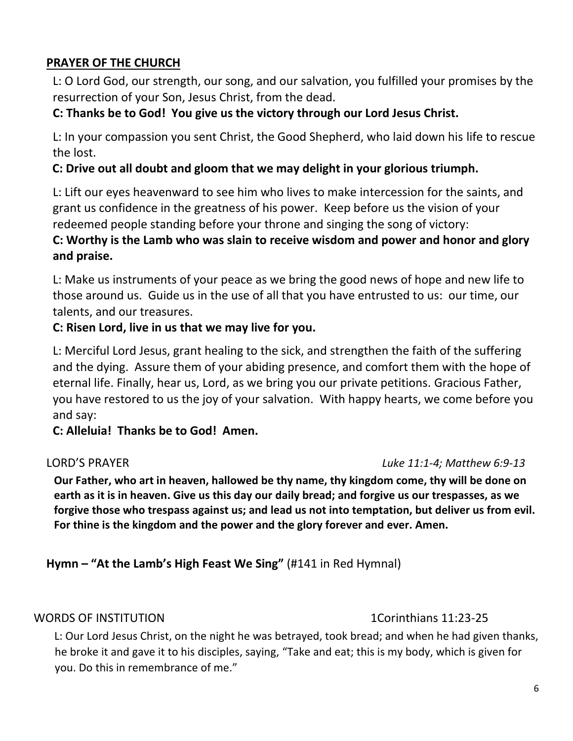## **PRAYER OF THE CHURCH**

L: O Lord God, our strength, our song, and our salvation, you fulfilled your promises by the resurrection of your Son, Jesus Christ, from the dead.

**C: Thanks be to God! You give us the victory through our Lord Jesus Christ.**

L: In your compassion you sent Christ, the Good Shepherd, who laid down his life to rescue the lost.

**C: Drive out all doubt and gloom that we may delight in your glorious triumph.**

L: Lift our eyes heavenward to see him who lives to make intercession for the saints, and grant us confidence in the greatness of his power. Keep before us the vision of your redeemed people standing before your throne and singing the song of victory:

**C: Worthy is the Lamb who was slain to receive wisdom and power and honor and glory and praise.**

L: Make us instruments of your peace as we bring the good news of hope and new life to those around us. Guide us in the use of all that you have entrusted to us: our time, our talents, and our treasures.

**C: Risen Lord, live in us that we may live for you.**

L: Merciful Lord Jesus, grant healing to the sick, and strengthen the faith of the suffering and the dying. Assure them of your abiding presence, and comfort them with the hope of eternal life. Finally, hear us, Lord, as we bring you our private petitions. Gracious Father, you have restored to us the joy of your salvation. With happy hearts, we come before you and say:

**C: Alleluia! Thanks be to God! Amen.**

LORD'S PRAYER *Luke 11:1-4; Matthew 6:9-13*

**Our Father, who art in heaven, hallowed be thy name, thy kingdom come, thy will be done on earth as it is in heaven. Give us this day our daily bread; and forgive us our trespasses, as we forgive those who trespass against us; and lead us not into temptation, but deliver us from evil. For thine is the kingdom and the power and the glory forever and ever. Amen.**

**Hymn – "At the Lamb's High Feast We Sing"** (#141 in Red Hymnal)

WORDS OF INSTITUTION 1Corinthians 11:23-25

L: Our Lord Jesus Christ, on the night he was betrayed, took bread; and when he had given thanks, he broke it and gave it to his disciples, saying, "Take and eat; this is my body, which is given for you. Do this in remembrance of me."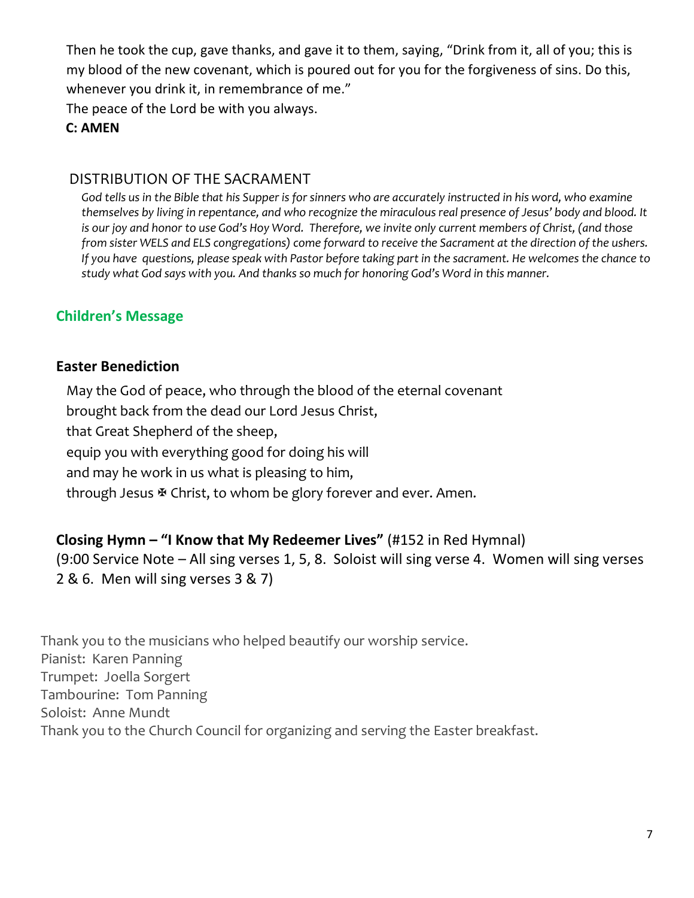Then he took the cup, gave thanks, and gave it to them, saying, "Drink from it, all of you; this is my blood of the new covenant, which is poured out for you for the forgiveness of sins. Do this, whenever you drink it, in remembrance of me."

The peace of the Lord be with you always.

**C: AMEN**

DISTRIBUTION OF THE SACRAMENT

*God tells us in the Bible that his Supper is for sinners who are accurately instructed in his word, who examine themselves by living in repentance, and who recognize the miraculous real presence of Jesus' body and blood. It is our joy and honor to use God's Hoy Word. Therefore, we invite only current members of Christ, (and those from sister WELS and ELS congregations) come forward to receive the Sacrament at the direction of the ushers. If you have questions, please speak with Pastor before taking part in the sacrament. He welcomes the chance to study what God says with you. And thanks so much for honoring God's Word in this manner.*

**Children's Message**

**Easter Benediction**

May the God of peace, who through the blood of the eternal covenant
brought back from the dead our Lord Jesus Christ,
that Great Shepherd of the sheep,
equip you with everything good for doing his will
and may he work in us what is pleasing to him,
through Jesus ✠ Christ, to whom be glory forever and ever. Amen.

**Closing Hymn – "I Know that My Redeemer Lives"** (#152 in Red Hymnal)
(9:00 Service Note – All sing verses 1, 5, 8. Soloist will sing verse 4. Women will sing verses 2 & 6. Men will sing verses 3 & 7)

Thank you to the musicians who helped beautify our worship service.
Pianist: Karen Panning
Trumpet: Joella Sorgert
Tambourine: Tom Panning
Soloist: Anne Mundt
Thank you to the Church Council for organizing and serving the Easter breakfast.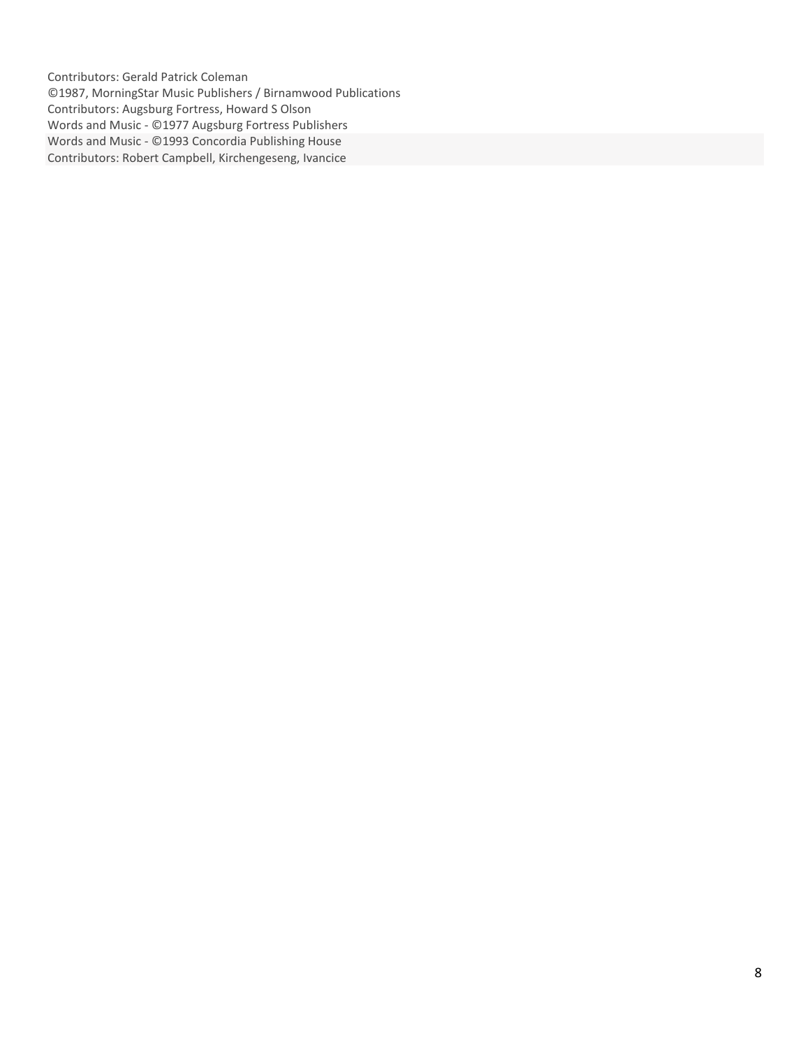Contributors: Gerald Patrick Coleman
©1987, MorningStar Music Publishers / Birnamwood Publications
Contributors: Augsburg Fortress, Howard S Olson
Words and Music - ©1977 Augsburg Fortress Publishers
Words and Music - ©1993 Concordia Publishing House
Contributors: Robert Campbell, Kirchengeseng, Ivancice